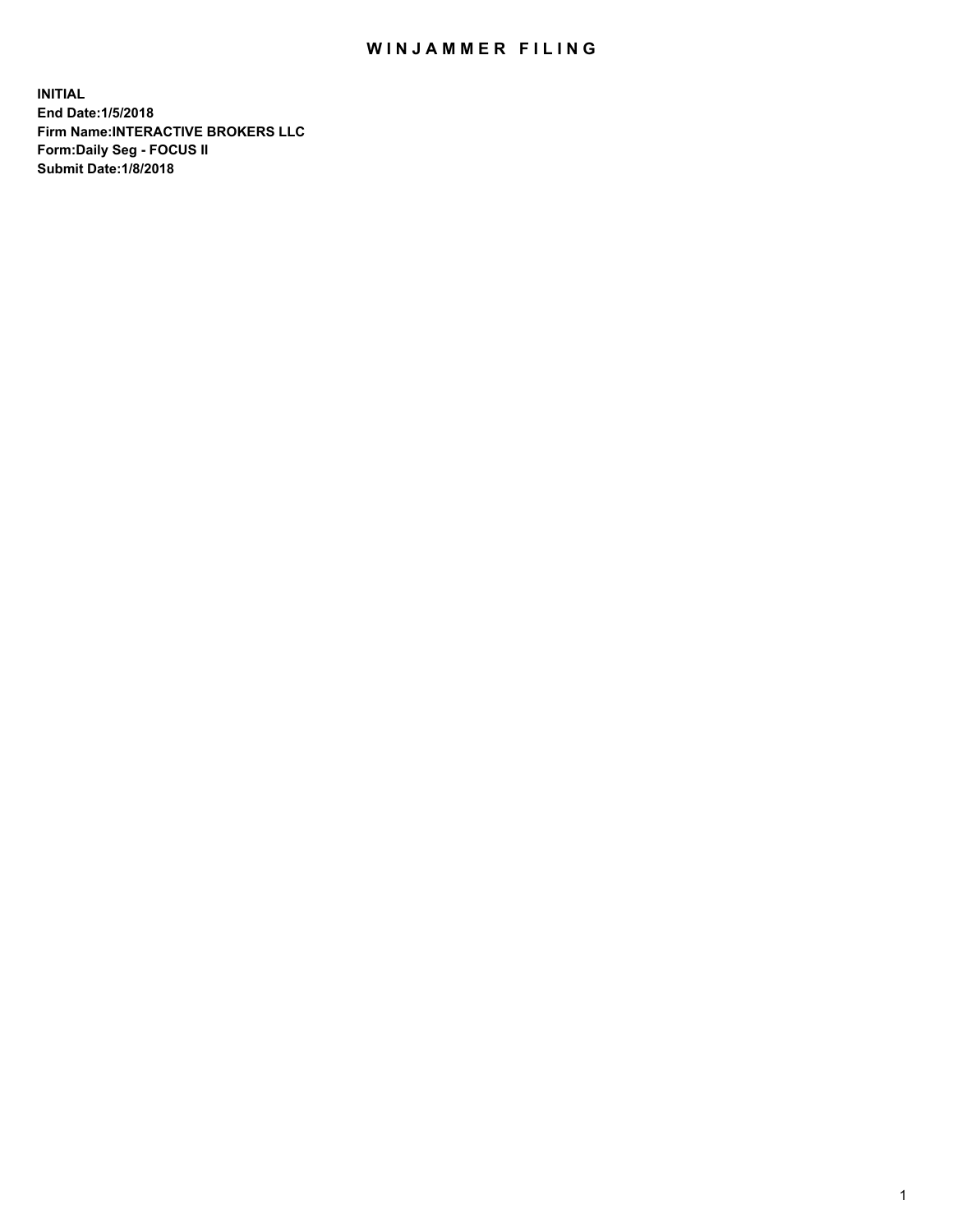# WINJAMMER FILING

**INITIAL**
**End Date:1/5/2018**
**Firm Name:INTERACTIVE BROKERS LLC**
**Form:Daily Seg - FOCUS II**
**Submit Date:1/8/2018**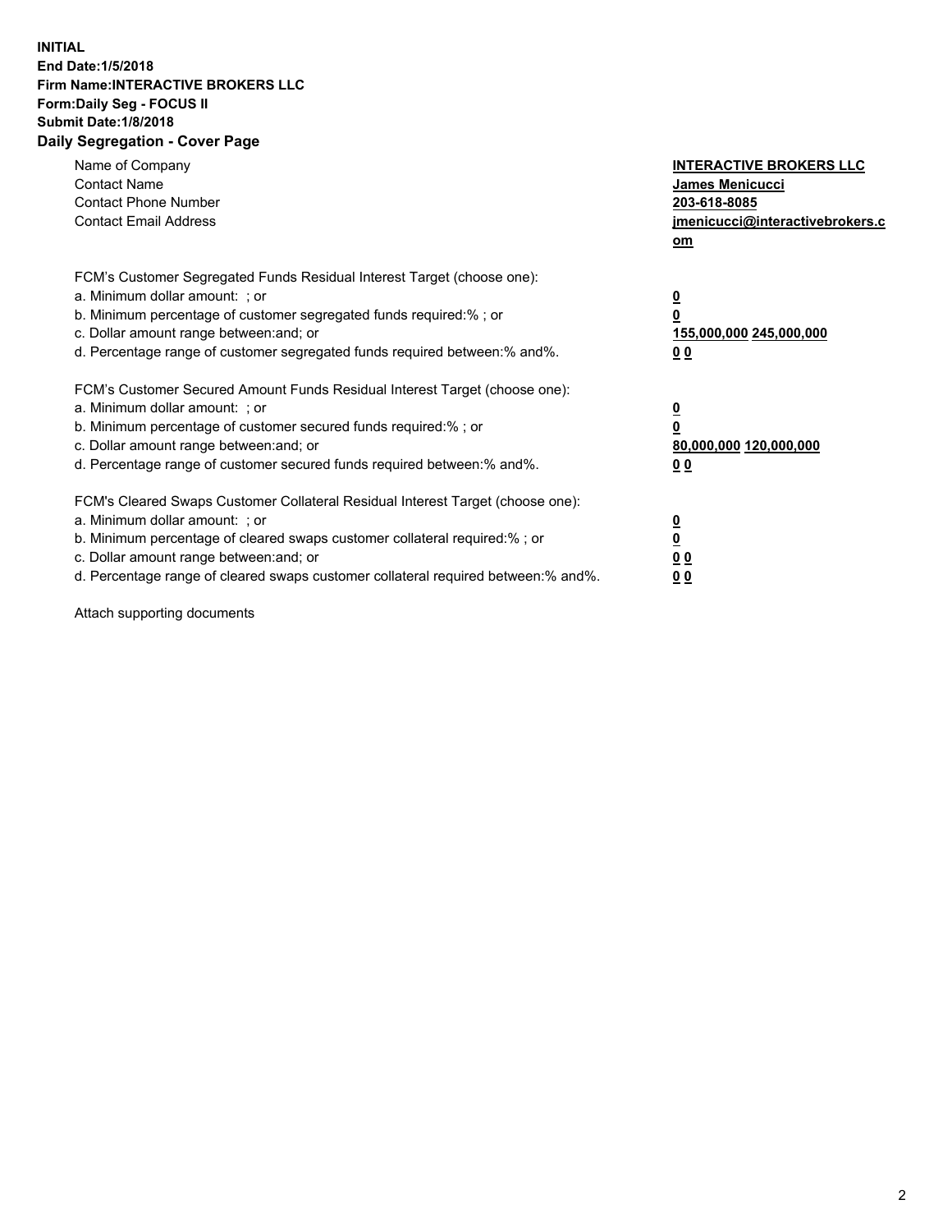**INITIAL**
**End Date:1/5/2018**
**Firm Name:INTERACTIVE BROKERS LLC**
**Form:Daily Seg - FOCUS II**
**Submit Date:1/8/2018**
**Daily Segregation - Cover Page**

| | |
|---|---|
| Name of Company | **INTERACTIVE BROKERS LLC** |
| Contact Name | **James Menicucci** |
| Contact Phone Number | **203-618-8085** |
| Contact Email Address | **jmenicucci@interactivebrokers.com** |

FCM's Customer Segregated Funds Residual Interest Target (choose one):

| | |
|---|---|
| a. Minimum dollar amount: ; or | **0** |
| b. Minimum percentage of customer segregated funds required:% ; or | **0** |
| c. Dollar amount range between:and; or | **155,000,000 245,000,000** |
| d. Percentage range of customer segregated funds required between:% and%. | **0 0** |

FCM's Customer Secured Amount Funds Residual Interest Target (choose one):

| | |
|---|---|
| a. Minimum dollar amount: ; or | **0** |
| b. Minimum percentage of customer secured funds required:% ; or | **0** |
| c. Dollar amount range between:and; or | **80,000,000 120,000,000** |
| d. Percentage range of customer secured funds required between:% and%. | **0 0** |

FCM's Cleared Swaps Customer Collateral Residual Interest Target (choose one):

| | |
|---|---|
| a. Minimum dollar amount: ; or | **0** |
| b. Minimum percentage of cleared swaps customer collateral required:% ; or | **0** |
| c. Dollar amount range between:and; or | **0 0** |
| d. Percentage range of cleared swaps customer collateral required between:% and%. | **0 0** |

Attach supporting documents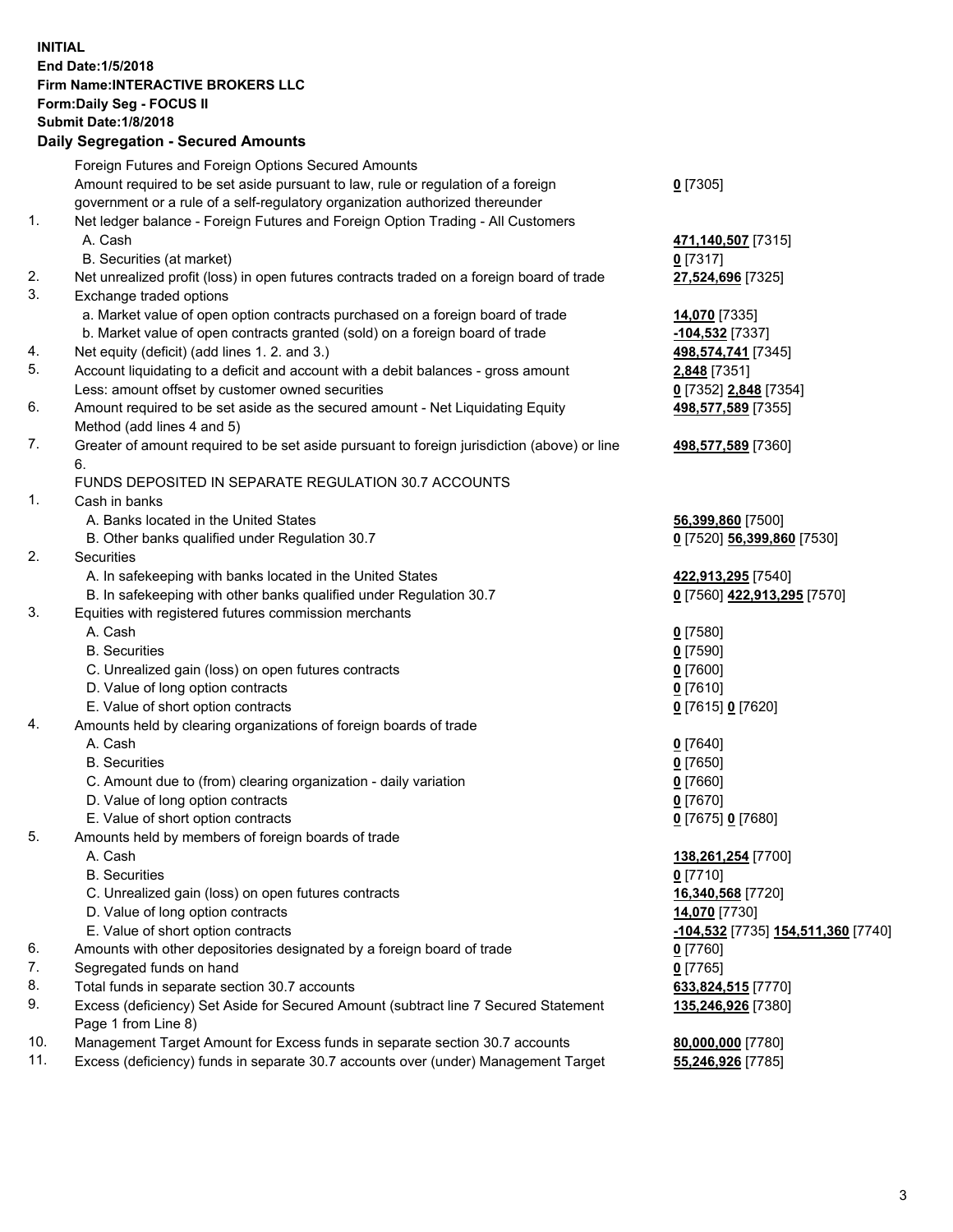**INITIAL**
**End Date:1/5/2018**
**Firm Name:INTERACTIVE BROKERS LLC**
**Form:Daily Seg - FOCUS II**
**Submit Date:1/8/2018**

### Daily Segregation - Secured Amounts

| | | |
|---|---|---|
| | Foreign Futures and Foreign Options Secured Amounts | |
| | Amount required to be set aside pursuant to law, rule or regulation of a foreign government or a rule of a self-regulatory organization authorized thereunder | **0** [7305] |
| 1. | Net ledger balance - Foreign Futures and Foreign Option Trading - All Customers | |
| | A. Cash | **471,140,507** [7315] |
| | B. Securities (at market) | **0** [7317] |
| 2. | Net unrealized profit (loss) in open futures contracts traded on a foreign board of trade | **27,524,696** [7325] |
| 3. | Exchange traded options | |
| | a. Market value of open option contracts purchased on a foreign board of trade | **14,070** [7335] |
| | b. Market value of open contracts granted (sold) on a foreign board of trade | **-104,532** [7337] |
| 4. | Net equity (deficit) (add lines 1. 2. and 3.) | **498,574,741** [7345] |
| 5. | Account liquidating to a deficit and account with a debit balances - gross amount | **2,848** [7351] |
| | Less: amount offset by customer owned securities | **0** [7352] **2,848** [7354] |
| 6. | Amount required to be set aside as the secured amount - Net Liquidating Equity Method (add lines 4 and 5) | **498,577,589** [7355] |
| 7. | Greater of amount required to be set aside pursuant to foreign jurisdiction (above) or line 6. | **498,577,589** [7360] |
| | FUNDS DEPOSITED IN SEPARATE REGULATION 30.7 ACCOUNTS | |
| 1. | Cash in banks | |
| | A. Banks located in the United States | **56,399,860** [7500] |
| | B. Other banks qualified under Regulation 30.7 | **0** [7520] **56,399,860** [7530] |
| 2. | Securities | |
| | A. In safekeeping with banks located in the United States | **422,913,295** [7540] |
| | B. In safekeeping with other banks qualified under Regulation 30.7 | **0** [7560] **422,913,295** [7570] |
| 3. | Equities with registered futures commission merchants | |
| | A. Cash | **0** [7580] |
| | B. Securities | **0** [7590] |
| | C. Unrealized gain (loss) on open futures contracts | **0** [7600] |
| | D. Value of long option contracts | **0** [7610] |
| | E. Value of short option contracts | **0** [7615] **0** [7620] |
| 4. | Amounts held by clearing organizations of foreign boards of trade | |
| | A. Cash | **0** [7640] |
| | B. Securities | **0** [7650] |
| | C. Amount due to (from) clearing organization - daily variation | **0** [7660] |
| | D. Value of long option contracts | **0** [7670] |
| | E. Value of short option contracts | **0** [7675] **0** [7680] |
| 5. | Amounts held by members of foreign boards of trade | |
| | A. Cash | **138,261,254** [7700] |
| | B. Securities | **0** [7710] |
| | C. Unrealized gain (loss) on open futures contracts | **16,340,568** [7720] |
| | D. Value of long option contracts | **14,070** [7730] |
| | E. Value of short option contracts | **-104,532** [7735] **154,511,360** [7740] |
| 6. | Amounts with other depositories designated by a foreign board of trade | **0** [7760] |
| 7. | Segregated funds on hand | **0** [7765] |
| 8. | Total funds in separate section 30.7 accounts | **633,824,515** [7770] |
| 9. | Excess (deficiency) Set Aside for Secured Amount (subtract line 7 Secured Statement Page 1 from Line 8) | **135,246,926** [7380] |
| 10. | Management Target Amount for Excess funds in separate section 30.7 accounts | **80,000,000** [7780] |
| 11. | Excess (deficiency) funds in separate 30.7 accounts over (under) Management Target | **55,246,926** [7785] |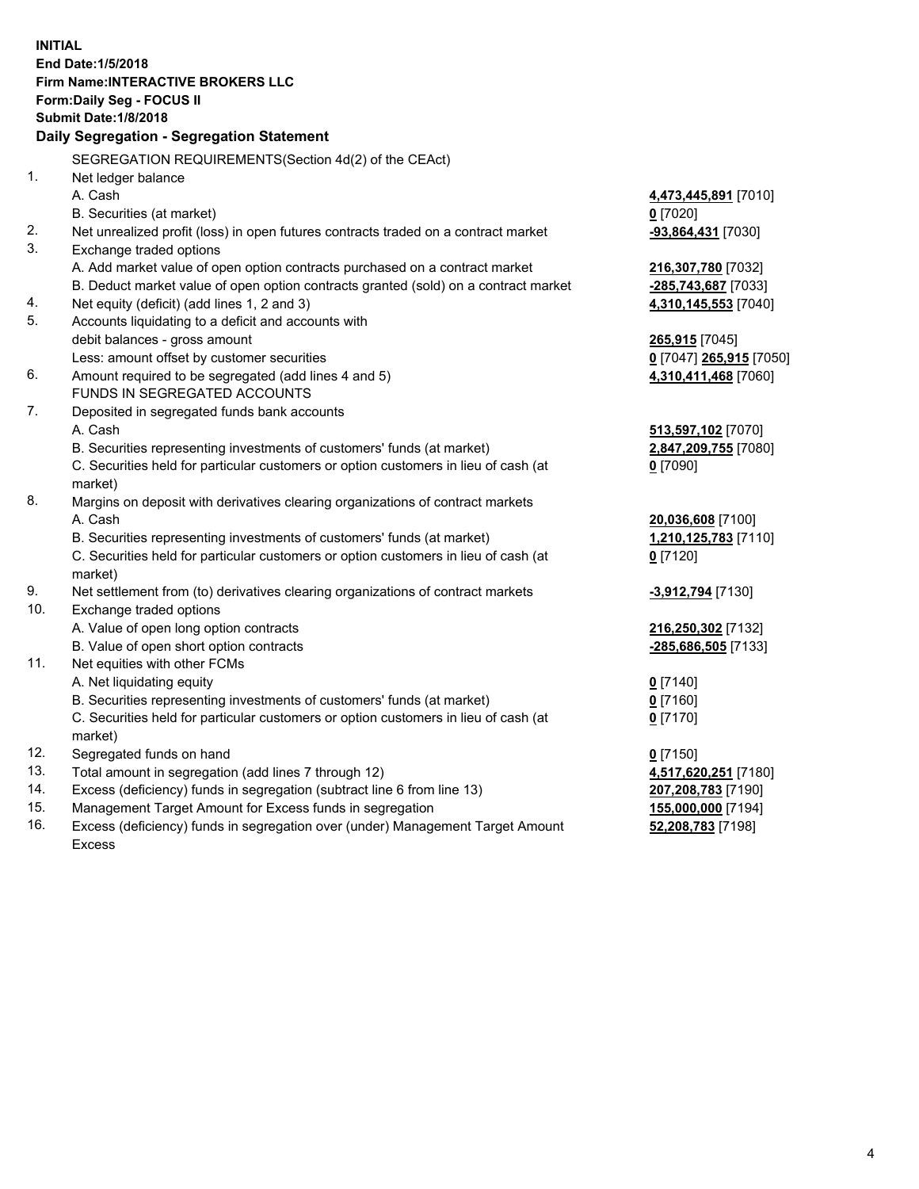**INITIAL**
**End Date:1/5/2018**
**Firm Name:INTERACTIVE BROKERS LLC**
**Form:Daily Seg - FOCUS II**
**Submit Date:1/8/2018**
**Daily Segregation - Segregation Statement**

| | | |
|---|---|---|
| | SEGREGATION REQUIREMENTS(Section 4d(2) of the CEAct) | |
| 1. | Net ledger balance | |
| | A. Cash | **4,473,445,891** [7010] |
| | B. Securities (at market) | **0** [7020] |
| 2. | Net unrealized profit (loss) in open futures contracts traded on a contract market | **-93,864,431** [7030] |
| 3. | Exchange traded options | |
| | A. Add market value of open option contracts purchased on a contract market | **216,307,780** [7032] |
| | B. Deduct market value of open option contracts granted (sold) on a contract market | **-285,743,687** [7033] |
| 4. | Net equity (deficit) (add lines 1, 2 and 3) | **4,310,145,553** [7040] |
| 5. | Accounts liquidating to a deficit and accounts with | |
| | debit balances - gross amount | **265,915** [7045] |
| | Less: amount offset by customer securities | **0** [7047] **265,915** [7050] |
| 6. | Amount required to be segregated (add lines 4 and 5) | **4,310,411,468** [7060] |
| | FUNDS IN SEGREGATED ACCOUNTS | |
| 7. | Deposited in segregated funds bank accounts | |
| | A. Cash | **513,597,102** [7070] |
| | B. Securities representing investments of customers' funds (at market) | **2,847,209,755** [7080] |
| | C. Securities held for particular customers or option customers in lieu of cash (at market) | **0** [7090] |
| 8. | Margins on deposit with derivatives clearing organizations of contract markets | |
| | A. Cash | **20,036,608** [7100] |
| | B. Securities representing investments of customers' funds (at market) | **1,210,125,783** [7110] |
| | C. Securities held for particular customers or option customers in lieu of cash (at market) | **0** [7120] |
| 9. | Net settlement from (to) derivatives clearing organizations of contract markets | **-3,912,794** [7130] |
| 10. | Exchange traded options | |
| | A. Value of open long option contracts | **216,250,302** [7132] |
| | B. Value of open short option contracts | **-285,686,505** [7133] |
| 11. | Net equities with other FCMs | |
| | A. Net liquidating equity | **0** [7140] |
| | B. Securities representing investments of customers' funds (at market) | **0** [7160] |
| | C. Securities held for particular customers or option customers in lieu of cash (at market) | **0** [7170] |
| 12. | Segregated funds on hand | **0** [7150] |
| 13. | Total amount in segregation (add lines 7 through 12) | **4,517,620,251** [7180] |
| 14. | Excess (deficiency) funds in segregation (subtract line 6 from line 13) | **207,208,783** [7190] |
| 15. | Management Target Amount for Excess funds in segregation | **155,000,000** [7194] |
| 16. | Excess (deficiency) funds in segregation over (under) Management Target Amount Excess | **52,208,783** [7198] |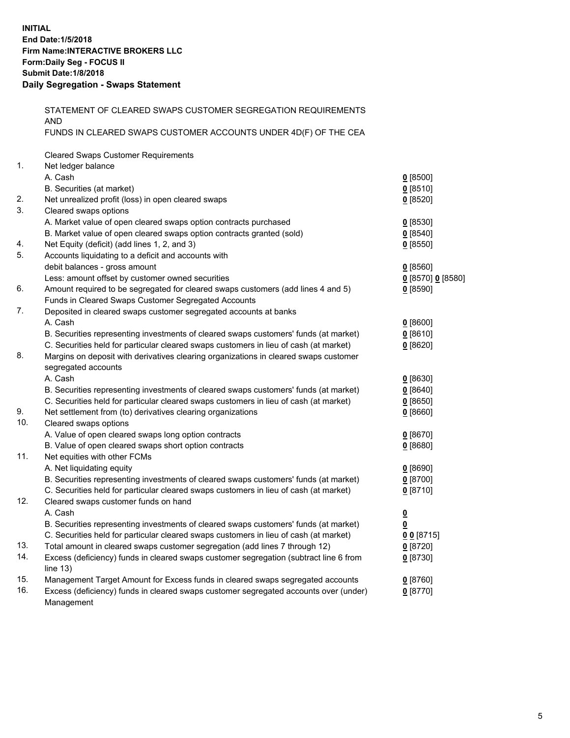**INITIAL**
**End Date:1/5/2018**
**Firm Name:INTERACTIVE BROKERS LLC**
**Form:Daily Seg - FOCUS II**
**Submit Date:1/8/2018**
**Daily Segregation - Swaps Statement**

STATEMENT OF CLEARED SWAPS CUSTOMER SEGREGATION REQUIREMENTS AND FUNDS IN CLEARED SWAPS CUSTOMER ACCOUNTS UNDER 4D(F) OF THE CEA

| | | |
|---|---|---|
| | Cleared Swaps Customer Requirements | |
| 1. | Net ledger balance | |
| | A. Cash | 0 [8500] |
| | B. Securities (at market) | 0 [8510] |
| 2. | Net unrealized profit (loss) in open cleared swaps | 0 [8520] |
| 3. | Cleared swaps options | |
| | A. Market value of open cleared swaps option contracts purchased | 0 [8530] |
| | B. Market value of open cleared swaps option contracts granted (sold) | 0 [8540] |
| 4. | Net Equity (deficit) (add lines 1, 2, and 3) | 0 [8550] |
| 5. | Accounts liquidating to a deficit and accounts with debit balances - gross amount | 0 [8560] |
| | Less: amount offset by customer owned securities | 0 [8570] 0 [8580] |
| 6. | Amount required to be segregated for cleared swaps customers (add lines 4 and 5) | 0 [8590] |
| | Funds in Cleared Swaps Customer Segregated Accounts | |
| 7. | Deposited in cleared swaps customer segregated accounts at banks | |
| | A. Cash | 0 [8600] |
| | B. Securities representing investments of cleared swaps customers' funds (at market) | 0 [8610] |
| | C. Securities held for particular cleared swaps customers in lieu of cash (at market) | 0 [8620] |
| 8. | Margins on deposit with derivatives clearing organizations in cleared swaps customer segregated accounts | |
| | A. Cash | 0 [8630] |
| | B. Securities representing investments of cleared swaps customers' funds (at market) | 0 [8640] |
| | C. Securities held for particular cleared swaps customers in lieu of cash (at market) | 0 [8650] |
| 9. | Net settlement from (to) derivatives clearing organizations | 0 [8660] |
| 10. | Cleared swaps options | |
| | A. Value of open cleared swaps long option contracts | 0 [8670] |
| | B. Value of open cleared swaps short option contracts | 0 [8680] |
| 11. | Net equities with other FCMs | |
| | A. Net liquidating equity | 0 [8690] |
| | B. Securities representing investments of cleared swaps customers' funds (at market) | 0 [8700] |
| | C. Securities held for particular cleared swaps customers in lieu of cash (at market) | 0 [8710] |
| 12. | Cleared swaps customer funds on hand | |
| | A. Cash | 0 |
| | B. Securities representing investments of cleared swaps customers' funds (at market) | 0 |
| | C. Securities held for particular cleared swaps customers in lieu of cash (at market) | 0 0 [8715] |
| 13. | Total amount in cleared swaps customer segregation (add lines 7 through 12) | 0 [8720] |
| 14. | Excess (deficiency) funds in cleared swaps customer segregation (subtract line 6 from line 13) | 0 [8730] |
| 15. | Management Target Amount for Excess funds in cleared swaps segregated accounts | 0 [8760] |
| 16. | Excess (deficiency) funds in cleared swaps customer segregated accounts over (under) Management | 0 [8770] |